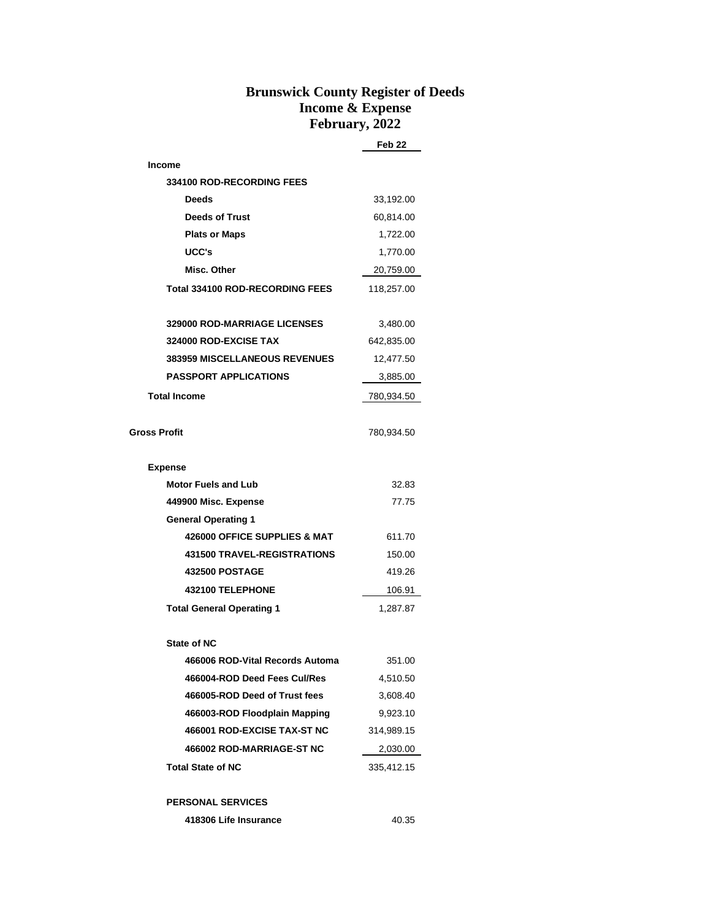# Brunswick County Register of Deeds
## Income & Expense
## February, 2022

| | Feb 22 |
|---|---|
| **Income** | |
| **334100 ROD-RECORDING FEES** | |
| **Deeds** | 33,192.00 |
| **Deeds of Trust** | 60,814.00 |
| **Plats or Maps** | 1,722.00 |
| **UCC's** | 1,770.00 |
| **Misc. Other** | 20,759.00 |
| **Total 334100 ROD-RECORDING FEES** | 118,257.00 |
| **329000 ROD-MARRIAGE LICENSES** | 3,480.00 |
| **324000 ROD-EXCISE TAX** | 642,835.00 |
| **383959 MISCELLANEOUS REVENUES** | 12,477.50 |
| **PASSPORT APPLICATIONS** | 3,885.00 |
| **Total Income** | 780,934.50 |
| **Gross Profit** | 780,934.50 |
| **Expense** | |
| **Motor Fuels and Lub** | 32.83 |
| **449900 Misc. Expense** | 77.75 |
| **General Operating 1** | |
| **426000 OFFICE SUPPLIES & MAT** | 611.70 |
| **431500 TRAVEL-REGISTRATIONS** | 150.00 |
| **432500 POSTAGE** | 419.26 |
| **432100 TELEPHONE** | 106.91 |
| **Total General Operating 1** | 1,287.87 |
| **State of NC** | |
| **466006 ROD-Vital Records Automa** | 351.00 |
| **466004-ROD Deed Fees Cul/Res** | 4,510.50 |
| **466005-ROD Deed of Trust fees** | 3,608.40 |
| **466003-ROD Floodplain Mapping** | 9,923.10 |
| **466001 ROD-EXCISE TAX-ST NC** | 314,989.15 |
| **466002 ROD-MARRIAGE-ST NC** | 2,030.00 |
| **Total State of NC** | 335,412.15 |
| **PERSONAL SERVICES** | |
| **418306 Life Insurance** | 40.35 |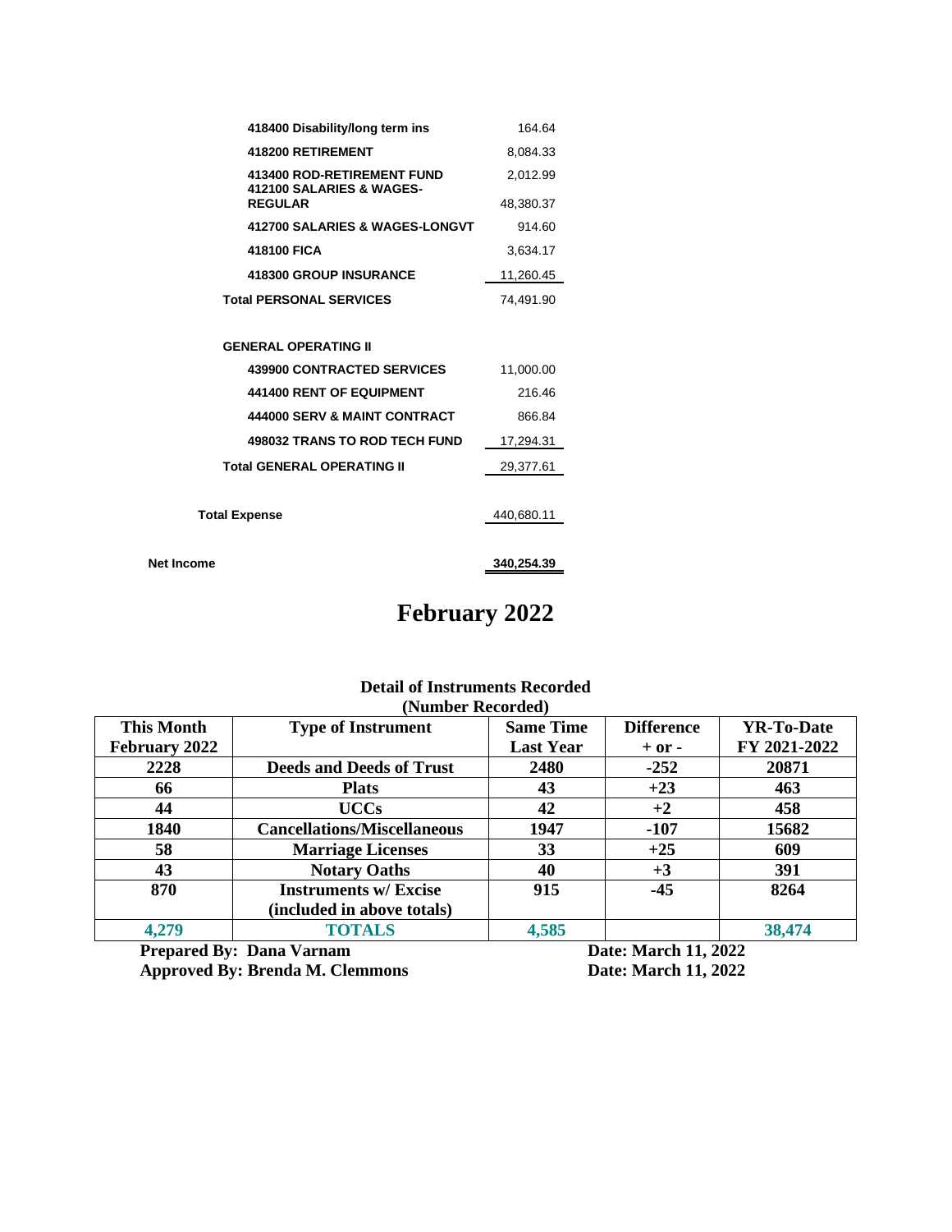| | |
|---|---|
| 418400 Disability/long term ins | 164.64 |
| 418200 RETIREMENT | 8,084.33 |
| 413400 ROD-RETIREMENT FUND | 2,012.99 |
| 412100 SALARIES & WAGES-REGULAR | 48,380.37 |
| 412700 SALARIES & WAGES-LONGVT | 914.60 |
| 418100 FICA | 3,634.17 |
| 418300 GROUP INSURANCE | 11,260.45 |
| **Total PERSONAL SERVICES** | 74,491.90 |
| **GENERAL OPERATING II** | |
| 439900 CONTRACTED SERVICES | 11,000.00 |
| 441400 RENT OF EQUIPMENT | 216.46 |
| 444000 SERV & MAINT CONTRACT | 866.84 |
| 498032 TRANS TO ROD TECH FUND | 17,294.31 |
| **Total GENERAL OPERATING II** | 29,377.61 |
| **Total Expense** | 440,680.11 |
| **Net Income** | **340,254.39** |

# February 2022

## Detail of Instruments Recorded
**(Number Recorded)**

| This Month February 2022 | Type of Instrument | Same Time Last Year | Difference + or - | YR-To-Date FY 2021-2022 |
|---|---|---|---|---|
| 2228 | Deeds and Deeds of Trust | 2480 | -252 | 20871 |
| 66 | Plats | 43 | +23 | 463 |
| 44 | UCCs | 42 | +2 | 458 |
| 1840 | Cancellations/Miscellaneous | 1947 | -107 | 15682 |
| 58 | Marriage Licenses | 33 | +25 | 609 |
| 43 | Notary Oaths | 40 | +3 | 391 |
| 870 | Instruments w/ Excise (included in above totals) | 915 | -45 | 8264 |
| **4,279** | **TOTALS** | **4,585** | | **38,474** |

**Prepared By: Dana Varnam** — **Date: March 11, 2022**

**Approved By: Brenda M. Clemmons** — **Date: March 11, 2022**